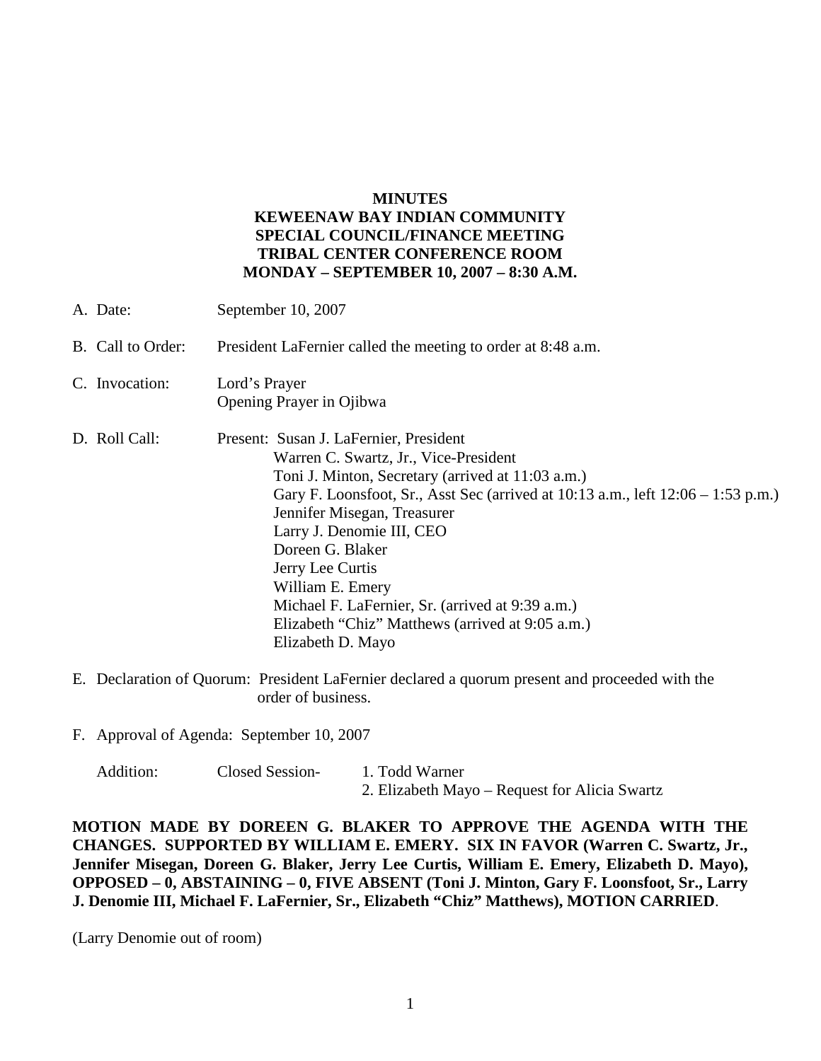**MINUTES**
**KEWEENAW BAY INDIAN COMMUNITY**
**SPECIAL COUNCIL/FINANCE MEETING**
**TRIBAL CENTER CONFERENCE ROOM**
**MONDAY – SEPTEMBER 10, 2007 – 8:30 A.M.**

A. Date: September 10, 2007

B. Call to Order: President LaFernier called the meeting to order at 8:48 a.m.

C. Invocation: Lord's Prayer
Opening Prayer in Ojibwa

D. Roll Call: Present: Susan J. LaFernier, President
Warren C. Swartz, Jr., Vice-President
Toni J. Minton, Secretary (arrived at 11:03 a.m.)
Gary F. Loonsfoot, Sr., Asst Sec (arrived at 10:13 a.m., left 12:06 – 1:53 p.m.)
Jennifer Misegan, Treasurer
Larry J. Denomie III, CEO
Doreen G. Blaker
Jerry Lee Curtis
William E. Emery
Michael F. LaFernier, Sr. (arrived at 9:39 a.m.)
Elizabeth "Chiz" Matthews (arrived at 9:05 a.m.)
Elizabeth D. Mayo

E. Declaration of Quorum: President LaFernier declared a quorum present and proceeded with the order of business.

F. Approval of Agenda: September 10, 2007

Addition: Closed Session-
1. Todd Warner
2. Elizabeth Mayo – Request for Alicia Swartz

**MOTION MADE BY DOREEN G. BLAKER TO APPROVE THE AGENDA WITH THE CHANGES. SUPPORTED BY WILLIAM E. EMERY. SIX IN FAVOR (Warren C. Swartz, Jr., Jennifer Misegan, Doreen G. Blaker, Jerry Lee Curtis, William E. Emery, Elizabeth D. Mayo), OPPOSED – 0, ABSTAINING – 0, FIVE ABSENT (Toni J. Minton, Gary F. Loonsfoot, Sr., Larry J. Denomie III, Michael F. LaFernier, Sr., Elizabeth "Chiz" Matthews), MOTION CARRIED**.

(Larry Denomie out of room)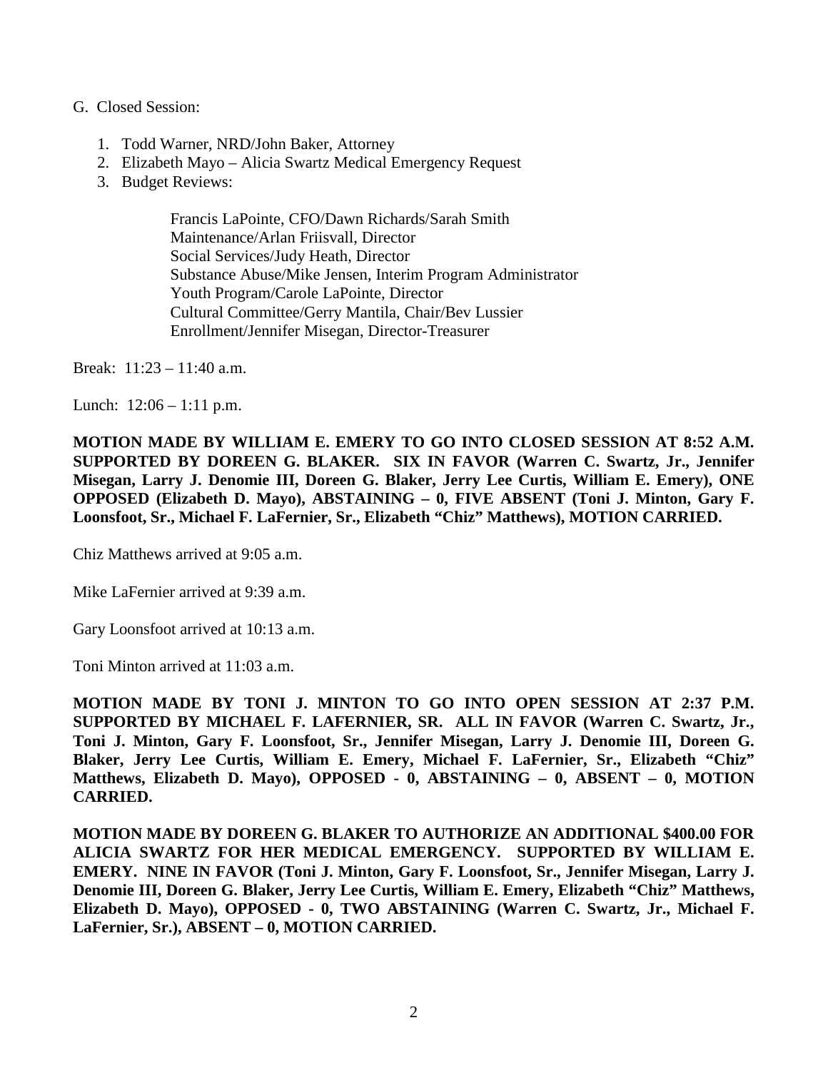G. Closed Session:

1. Todd Warner, NRD/John Baker, Attorney
2. Elizabeth Mayo – Alicia Swartz Medical Emergency Request
3. Budget Reviews:

   Francis LaPointe, CFO/Dawn Richards/Sarah Smith
   Maintenance/Arlan Friisvall, Director
   Social Services/Judy Heath, Director
   Substance Abuse/Mike Jensen, Interim Program Administrator
   Youth Program/Carole LaPointe, Director
   Cultural Committee/Gerry Mantila, Chair/Bev Lussier
   Enrollment/Jennifer Misegan, Director-Treasurer

Break: 11:23 – 11:40 a.m.

Lunch: 12:06 – 1:11 p.m.

**MOTION MADE BY WILLIAM E. EMERY TO GO INTO CLOSED SESSION AT 8:52 A.M. SUPPORTED BY DOREEN G. BLAKER. SIX IN FAVOR (Warren C. Swartz, Jr., Jennifer Misegan, Larry J. Denomie III, Doreen G. Blaker, Jerry Lee Curtis, William E. Emery), ONE OPPOSED (Elizabeth D. Mayo), ABSTAINING – 0, FIVE ABSENT (Toni J. Minton, Gary F. Loonsfoot, Sr., Michael F. LaFernier, Sr., Elizabeth "Chiz" Matthews), MOTION CARRIED.**

Chiz Matthews arrived at 9:05 a.m.

Mike LaFernier arrived at 9:39 a.m.

Gary Loonsfoot arrived at 10:13 a.m.

Toni Minton arrived at 11:03 a.m.

**MOTION MADE BY TONI J. MINTON TO GO INTO OPEN SESSION AT 2:37 P.M. SUPPORTED BY MICHAEL F. LAFERNIER, SR. ALL IN FAVOR (Warren C. Swartz, Jr., Toni J. Minton, Gary F. Loonsfoot, Sr., Jennifer Misegan, Larry J. Denomie III, Doreen G. Blaker, Jerry Lee Curtis, William E. Emery, Michael F. LaFernier, Sr., Elizabeth "Chiz" Matthews, Elizabeth D. Mayo), OPPOSED - 0, ABSTAINING – 0, ABSENT – 0, MOTION CARRIED.**

**MOTION MADE BY DOREEN G. BLAKER TO AUTHORIZE AN ADDITIONAL $400.00 FOR ALICIA SWARTZ FOR HER MEDICAL EMERGENCY. SUPPORTED BY WILLIAM E. EMERY. NINE IN FAVOR (Toni J. Minton, Gary F. Loonsfoot, Sr., Jennifer Misegan, Larry J. Denomie III, Doreen G. Blaker, Jerry Lee Curtis, William E. Emery, Elizabeth "Chiz" Matthews, Elizabeth D. Mayo), OPPOSED - 0, TWO ABSTAINING (Warren C. Swartz, Jr., Michael F. LaFernier, Sr.), ABSENT – 0, MOTION CARRIED.**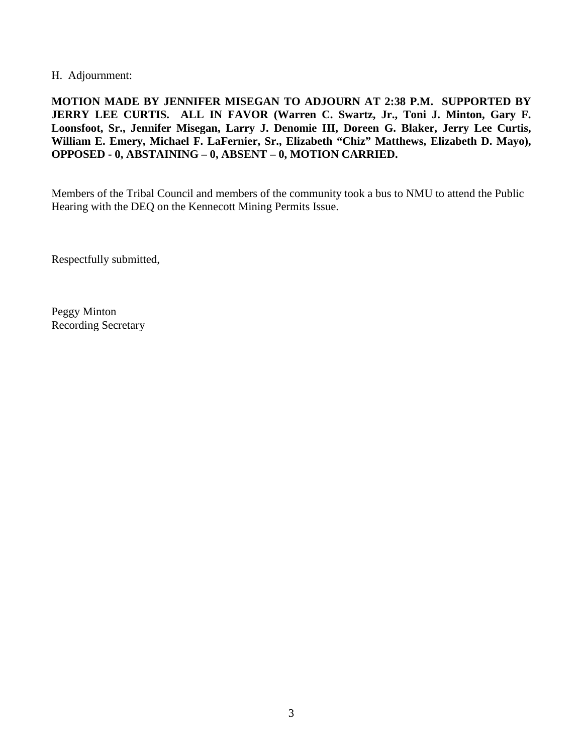H. Adjournment:

**MOTION MADE BY JENNIFER MISEGAN TO ADJOURN AT 2:38 P.M. SUPPORTED BY JERRY LEE CURTIS. ALL IN FAVOR (Warren C. Swartz, Jr., Toni J. Minton, Gary F. Loonsfoot, Sr., Jennifer Misegan, Larry J. Denomie III, Doreen G. Blaker, Jerry Lee Curtis, William E. Emery, Michael F. LaFernier, Sr., Elizabeth "Chiz" Matthews, Elizabeth D. Mayo), OPPOSED - 0, ABSTAINING – 0, ABSENT – 0, MOTION CARRIED.**

Members of the Tribal Council and members of the community took a bus to NMU to attend the Public Hearing with the DEQ on the Kennecott Mining Permits Issue.

Respectfully submitted,

Peggy Minton
Recording Secretary